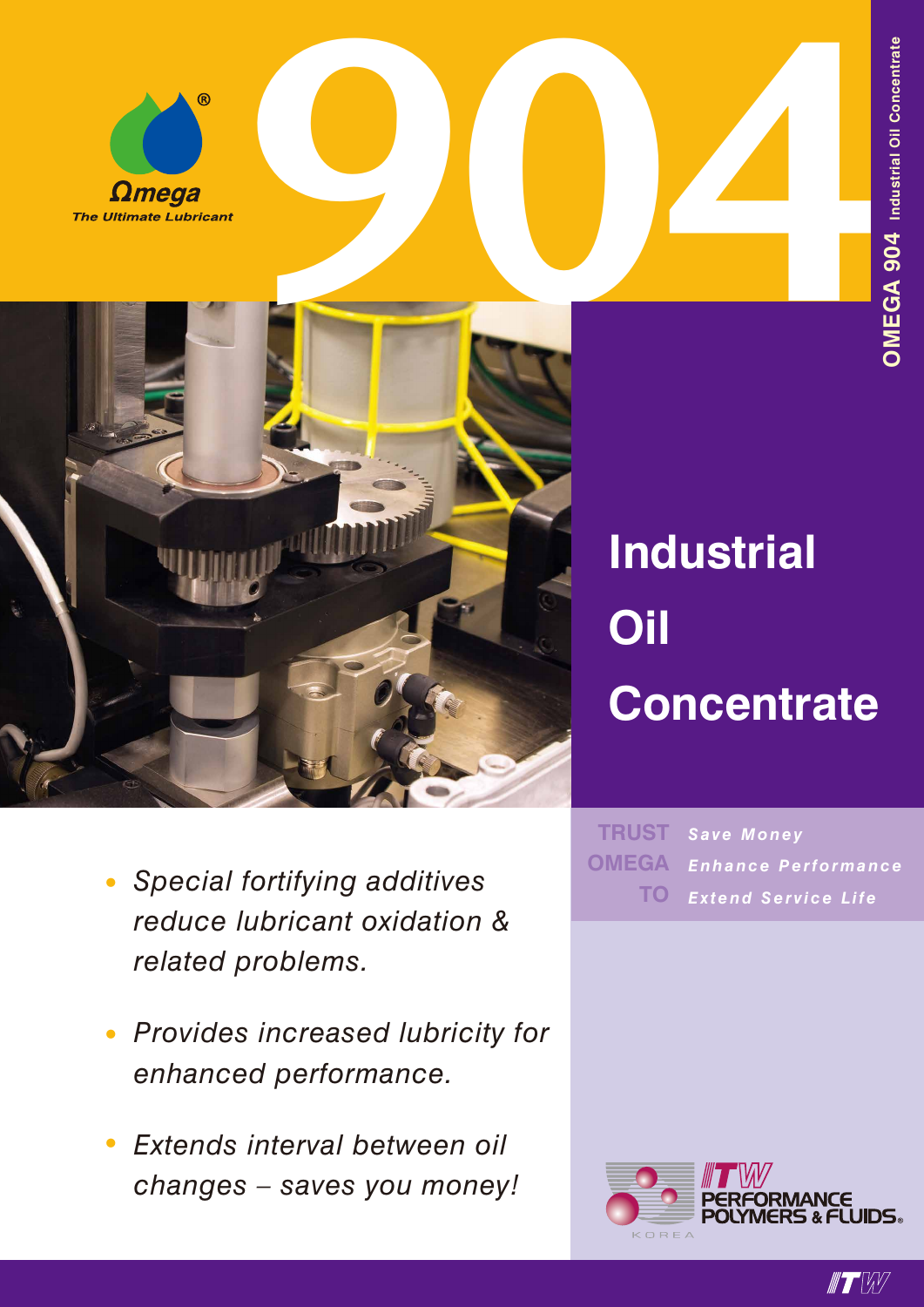Ωmega®

*The Ultimate Lubricant*

# 904

**OMEGA 904** Industrial Oil Concentrate

## Industrial Oil Concentrate

- *Special fortifying additives reduce lubricant oxidation & related problems.*
- *Provides increased lubricity for enhanced performance.*
- *Extends interval between oil changes – saves you money!*

**TRUST OMEGA TO**

***Save Money***
***Enhance Performance***
***Extend Service Life***

ITW PERFORMANCE POLYMERS & FLUIDS®
KOREA

ITW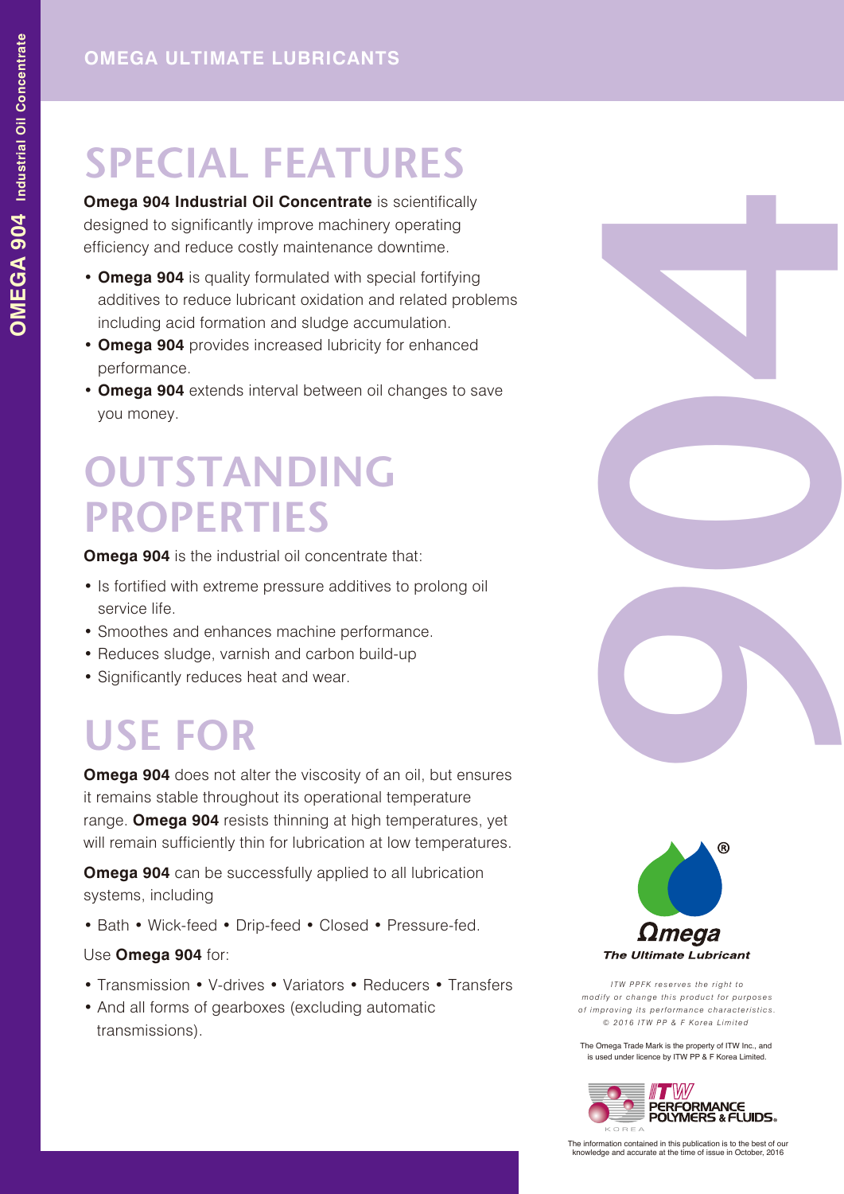# SPECIAL FEATURES

**Omega 904 Industrial Oil Concentrate** is scientifically designed to significantly improve machinery operating efficiency and reduce costly maintenance downtime.

- **Omega 904** is quality formulated with special fortifying additives to reduce lubricant oxidation and related problems including acid formation and sludge accumulation.
- **Omega 904** provides increased lubricity for enhanced performance.
- **Omega 904** extends interval between oil changes to save you money.

# OUTSTANDING PROPERTIES

**Omega 904** is the industrial oil concentrate that:

- Is fortified with extreme pressure additives to prolong oil service life.
- Smoothes and enhances machine performance.
- Reduces sludge, varnish and carbon build-up
- Significantly reduces heat and wear.

# USE FOR

**Omega 904** does not alter the viscosity of an oil, but ensures it remains stable throughout its operational temperature range. **Omega 904** resists thinning at high temperatures, yet will remain sufficiently thin for lubrication at low temperatures.

**Omega 904** can be successfully applied to all lubrication systems, including

- Bath • Wick-feed • Drip-feed • Closed • Pressure-fed.

Use **Omega 904** for:

- Transmission • V-drives • Variators • Reducers • Transfers
- And all forms of gearboxes (excluding automatic transmissions).

*ITW PPFK reserves the right to modify or change this product for purposes of improving its performance characteristics.*
*© 2016 ITW PP & F Korea Limited*

The Omega Trade Mark is the property of ITW Inc., and is used under licence by ITW PP & F Korea Limited.

The information contained in this publication is to the best of our knowledge and accurate at the time of issue in October, 2016